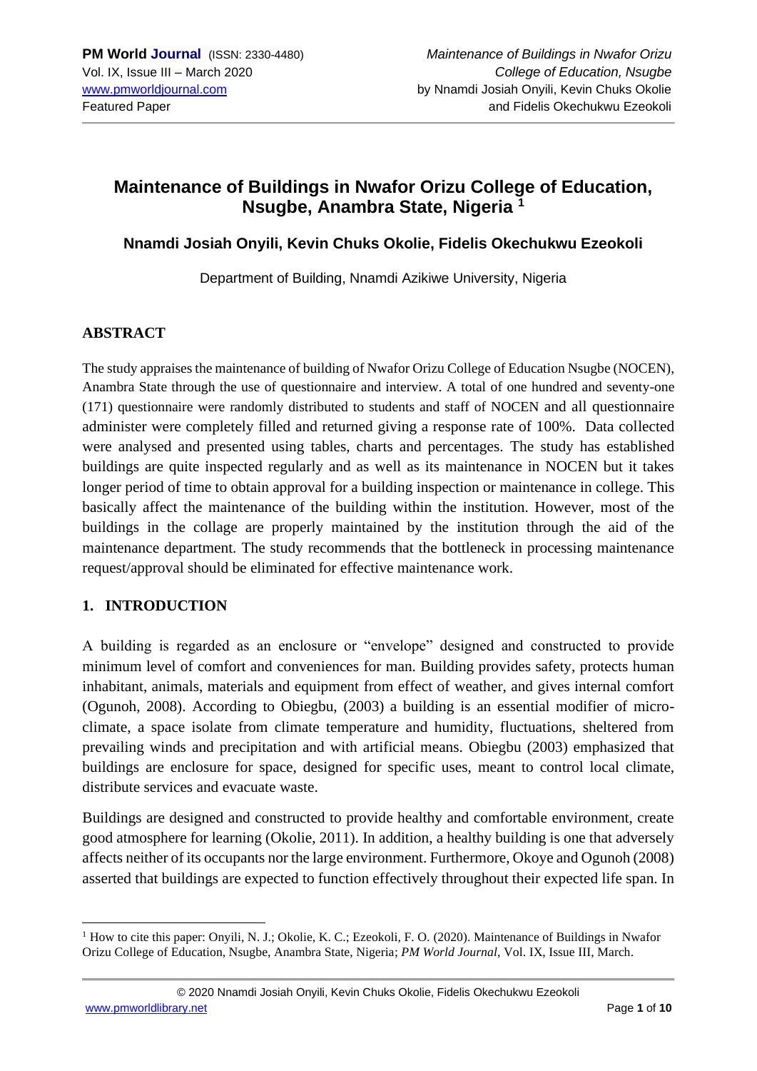# Maintenance of Buildings in Nwafor Orizu College of Education, Nsugbe, Anambra State, Nigeria [1]

### Nnamdi Josiah Onyili, Kevin Chuks Okolie, Fidelis Okechukwu Ezeokoli

Department of Building, Nnamdi Azikiwe University, Nigeria

## ABSTRACT

The study appraises the maintenance of building of Nwafor Orizu College of Education Nsugbe (NOCEN), Anambra State through the use of questionnaire and interview. A total of one hundred and seventy-one (171) questionnaire were randomly distributed to students and staff of NOCEN and all questionnaire administer were completely filled and returned giving a response rate of 100%. Data collected were analysed and presented using tables, charts and percentages. The study has established buildings are quite inspected regularly and as well as its maintenance in NOCEN but it takes longer period of time to obtain approval for a building inspection or maintenance in college. This basically affect the maintenance of the building within the institution. However, most of the buildings in the collage are properly maintained by the institution through the aid of the maintenance department. The study recommends that the bottleneck in processing maintenance request/approval should be eliminated for effective maintenance work.

## 1. INTRODUCTION

A building is regarded as an enclosure or "envelope" designed and constructed to provide minimum level of comfort and conveniences for man. Building provides safety, protects human inhabitant, animals, materials and equipment from effect of weather, and gives internal comfort (Ogunoh, 2008). According to Obiegbu, (2003) a building is an essential modifier of micro-climate, a space isolate from climate temperature and humidity, fluctuations, sheltered from prevailing winds and precipitation and with artificial means. Obiegbu (2003) emphasized that buildings are enclosure for space, designed for specific uses, meant to control local climate, distribute services and evacuate waste.

Buildings are designed and constructed to provide healthy and comfortable environment, create good atmosphere for learning (Okolie, 2011). In addition, a healthy building is one that adversely affects neither of its occupants nor the large environment. Furthermore, Okoye and Ogunoh (2008) asserted that buildings are expected to function effectively throughout their expected life span. In

---

[1] How to cite this paper: Onyili, N. J.; Okolie, K. C.; Ezeokoli, F. O. (2020). Maintenance of Buildings in Nwafor Orizu College of Education, Nsugbe, Anambra State, Nigeria; *PM World Journal*, Vol. IX, Issue III, March.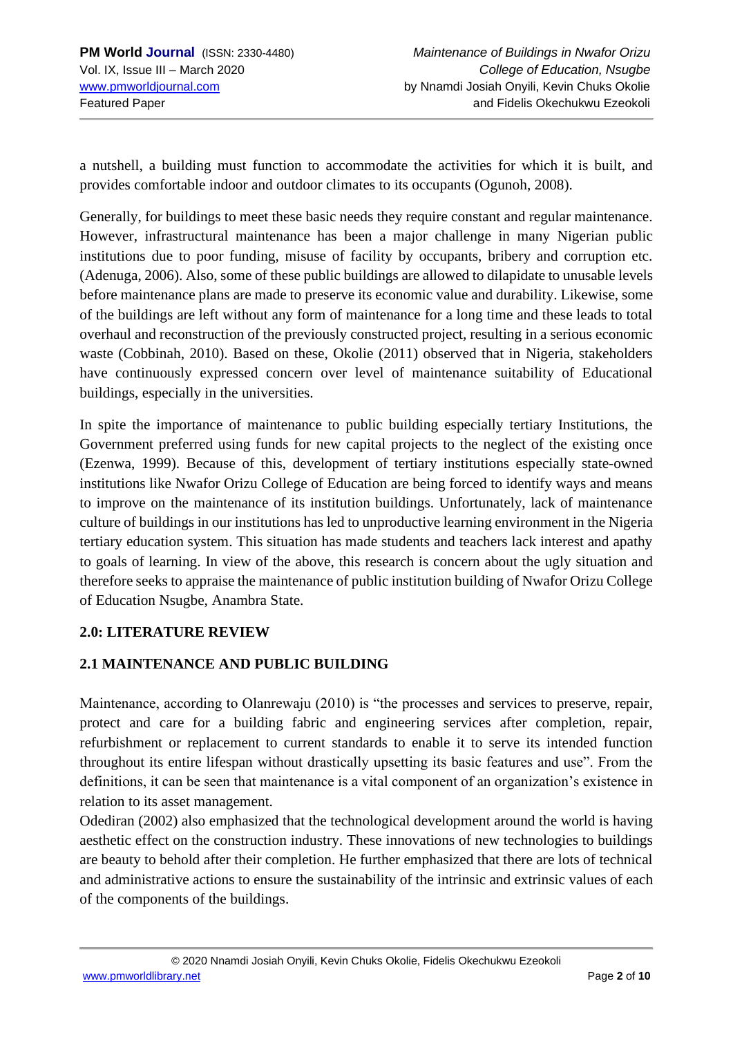a nutshell, a building must function to accommodate the activities for which it is built, and provides comfortable indoor and outdoor climates to its occupants (Ogunoh, 2008).

Generally, for buildings to meet these basic needs they require constant and regular maintenance. However, infrastructural maintenance has been a major challenge in many Nigerian public institutions due to poor funding, misuse of facility by occupants, bribery and corruption etc. (Adenuga, 2006). Also, some of these public buildings are allowed to dilapidate to unusable levels before maintenance plans are made to preserve its economic value and durability. Likewise, some of the buildings are left without any form of maintenance for a long time and these leads to total overhaul and reconstruction of the previously constructed project, resulting in a serious economic waste (Cobbinah, 2010). Based on these, Okolie (2011) observed that in Nigeria, stakeholders have continuously expressed concern over level of maintenance suitability of Educational buildings, especially in the universities.

In spite the importance of maintenance to public building especially tertiary Institutions, the Government preferred using funds for new capital projects to the neglect of the existing once (Ezenwa, 1999). Because of this, development of tertiary institutions especially state-owned institutions like Nwafor Orizu College of Education are being forced to identify ways and means to improve on the maintenance of its institution buildings. Unfortunately, lack of maintenance culture of buildings in our institutions has led to unproductive learning environment in the Nigeria tertiary education system. This situation has made students and teachers lack interest and apathy to goals of learning. In view of the above, this research is concern about the ugly situation and therefore seeks to appraise the maintenance of public institution building of Nwafor Orizu College of Education Nsugbe, Anambra State.

## 2.0: LITERATURE REVIEW

### 2.1 MAINTENANCE AND PUBLIC BUILDING

Maintenance, according to Olanrewaju (2010) is "the processes and services to preserve, repair, protect and care for a building fabric and engineering services after completion, repair, refurbishment or replacement to current standards to enable it to serve its intended function throughout its entire lifespan without drastically upsetting its basic features and use". From the definitions, it can be seen that maintenance is a vital component of an organization's existence in relation to its asset management.

Odediran (2002) also emphasized that the technological development around the world is having aesthetic effect on the construction industry. These innovations of new technologies to buildings are beauty to behold after their completion. He further emphasized that there are lots of technical and administrative actions to ensure the sustainability of the intrinsic and extrinsic values of each of the components of the buildings.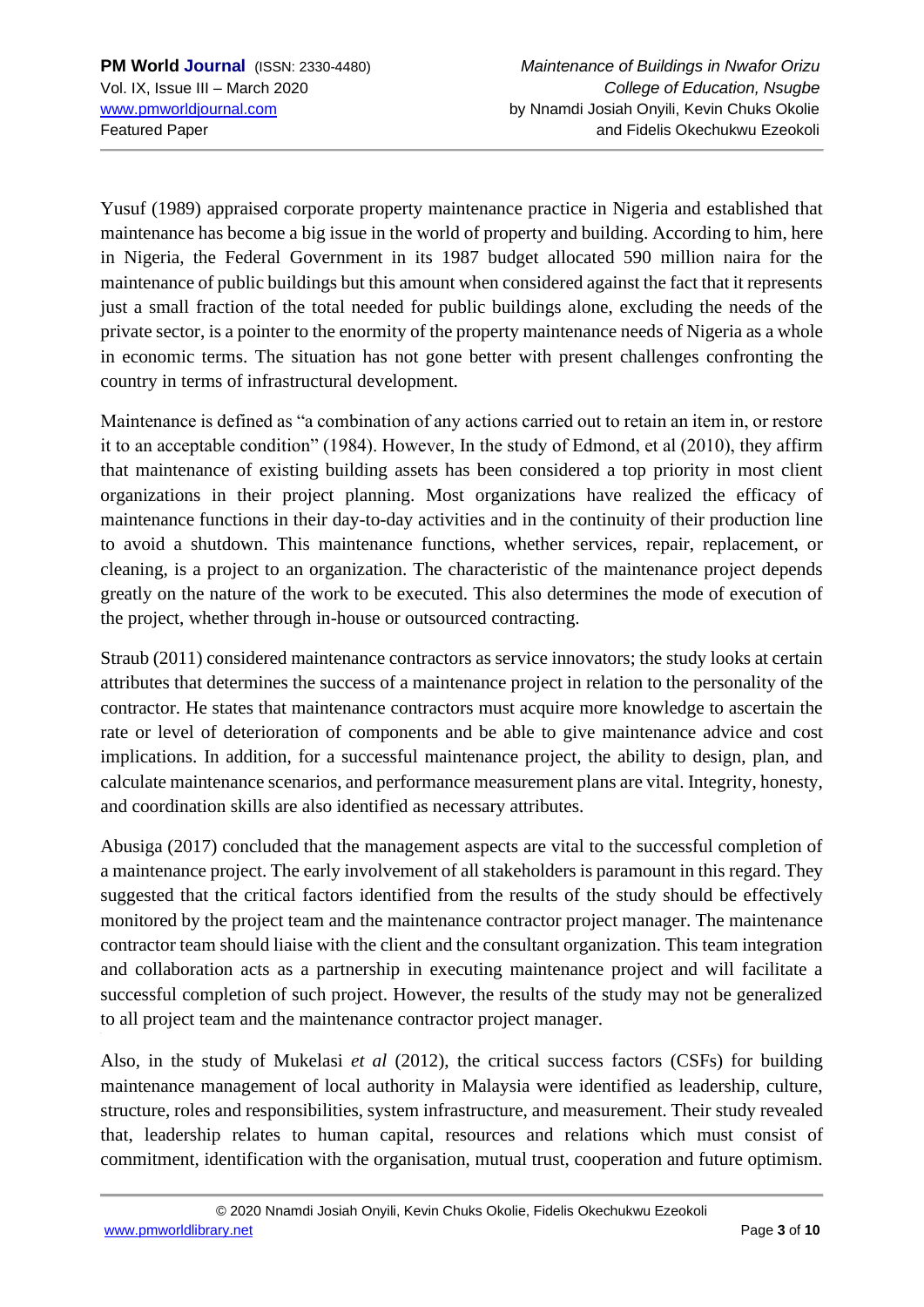Yusuf (1989) appraised corporate property maintenance practice in Nigeria and established that maintenance has become a big issue in the world of property and building. According to him, here in Nigeria, the Federal Government in its 1987 budget allocated 590 million naira for the maintenance of public buildings but this amount when considered against the fact that it represents just a small fraction of the total needed for public buildings alone, excluding the needs of the private sector, is a pointer to the enormity of the property maintenance needs of Nigeria as a whole in economic terms. The situation has not gone better with present challenges confronting the country in terms of infrastructural development.

Maintenance is defined as "a combination of any actions carried out to retain an item in, or restore it to an acceptable condition" (1984). However, In the study of Edmond, et al (2010), they affirm that maintenance of existing building assets has been considered a top priority in most client organizations in their project planning. Most organizations have realized the efficacy of maintenance functions in their day-to-day activities and in the continuity of their production line to avoid a shutdown. This maintenance functions, whether services, repair, replacement, or cleaning, is a project to an organization. The characteristic of the maintenance project depends greatly on the nature of the work to be executed. This also determines the mode of execution of the project, whether through in-house or outsourced contracting.

Straub (2011) considered maintenance contractors as service innovators; the study looks at certain attributes that determines the success of a maintenance project in relation to the personality of the contractor. He states that maintenance contractors must acquire more knowledge to ascertain the rate or level of deterioration of components and be able to give maintenance advice and cost implications. In addition, for a successful maintenance project, the ability to design, plan, and calculate maintenance scenarios, and performance measurement plans are vital. Integrity, honesty, and coordination skills are also identified as necessary attributes.

Abusiga (2017) concluded that the management aspects are vital to the successful completion of a maintenance project. The early involvement of all stakeholders is paramount in this regard. They suggested that the critical factors identified from the results of the study should be effectively monitored by the project team and the maintenance contractor project manager. The maintenance contractor team should liaise with the client and the consultant organization. This team integration and collaboration acts as a partnership in executing maintenance project and will facilitate a successful completion of such project. However, the results of the study may not be generalized to all project team and the maintenance contractor project manager.

Also, in the study of Mukelasi *et al* (2012), the critical success factors (CSFs) for building maintenance management of local authority in Malaysia were identified as leadership, culture, structure, roles and responsibilities, system infrastructure, and measurement. Their study revealed that, leadership relates to human capital, resources and relations which must consist of commitment, identification with the organisation, mutual trust, cooperation and future optimism.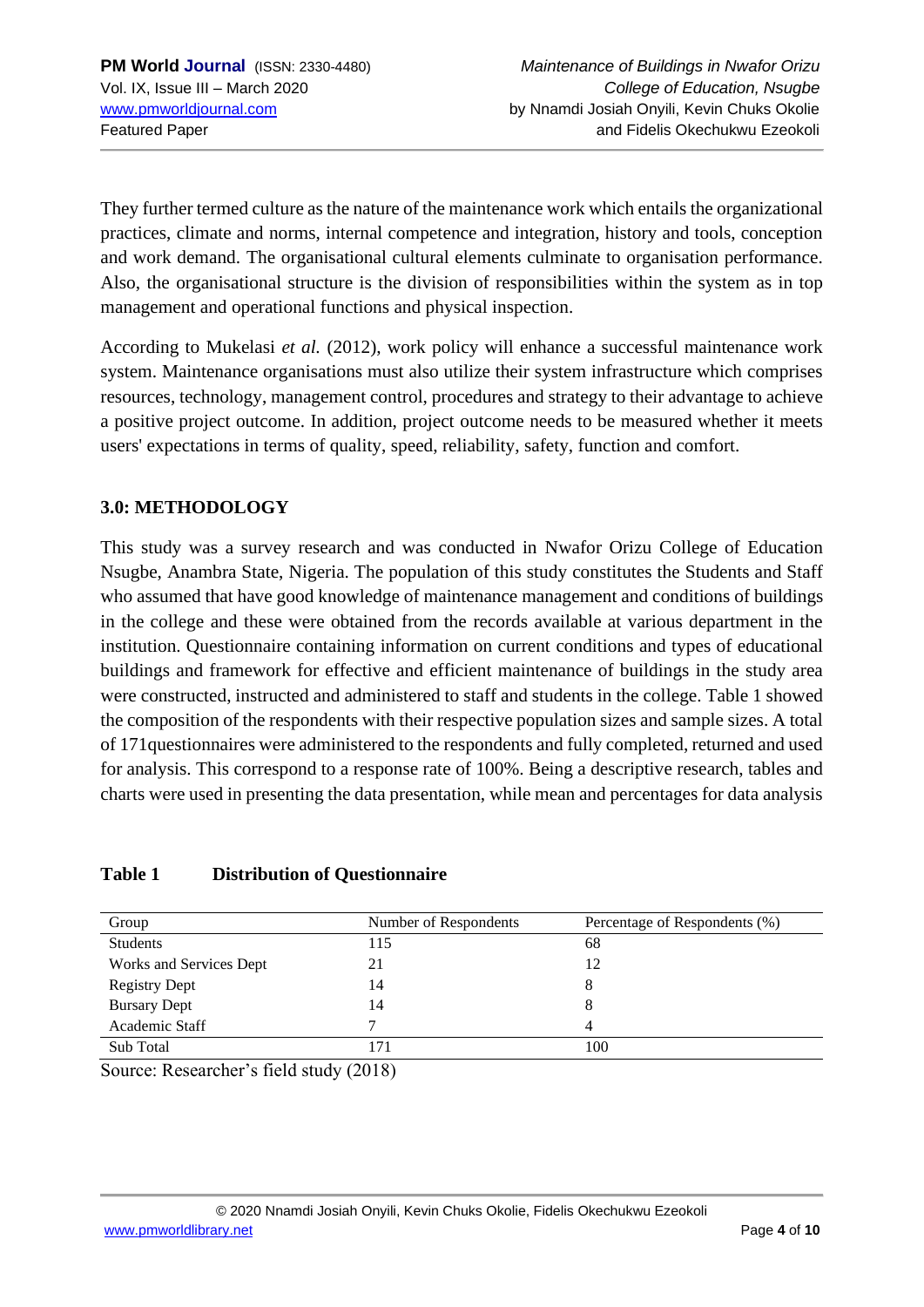They further termed culture as the nature of the maintenance work which entails the organizational practices, climate and norms, internal competence and integration, history and tools, conception and work demand. The organisational cultural elements culminate to organisation performance. Also, the organisational structure is the division of responsibilities within the system as in top management and operational functions and physical inspection.

According to Mukelasi *et al.* (2012), work policy will enhance a successful maintenance work system. Maintenance organisations must also utilize their system infrastructure which comprises resources, technology, management control, procedures and strategy to their advantage to achieve a positive project outcome. In addition, project outcome needs to be measured whether it meets users' expectations in terms of quality, speed, reliability, safety, function and comfort.

## 3.0: METHODOLOGY

This study was a survey research and was conducted in Nwafor Orizu College of Education Nsugbe, Anambra State, Nigeria. The population of this study constitutes the Students and Staff who assumed that have good knowledge of maintenance management and conditions of buildings in the college and these were obtained from the records available at various department in the institution. Questionnaire containing information on current conditions and types of educational buildings and framework for effective and efficient maintenance of buildings in the study area were constructed, instructed and administered to staff and students in the college. Table 1 showed the composition of the respondents with their respective population sizes and sample sizes. A total of 171questionnaires were administered to the respondents and fully completed, returned and used for analysis. This correspond to a response rate of 100%. Being a descriptive research, tables and charts were used in presenting the data presentation, while mean and percentages for data analysis

**Table 1 Distribution of Questionnaire**

| Group | Number of Respondents | Percentage of Respondents (%) |
|---|---|---|
| Students | 115 | 68 |
| Works and Services Dept | 21 | 12 |
| Registry Dept | 14 | 8 |
| Bursary Dept | 14 | 8 |
| Academic Staff | 7 | 4 |
| Sub Total | 171 | 100 |

Source: Researcher's field study (2018)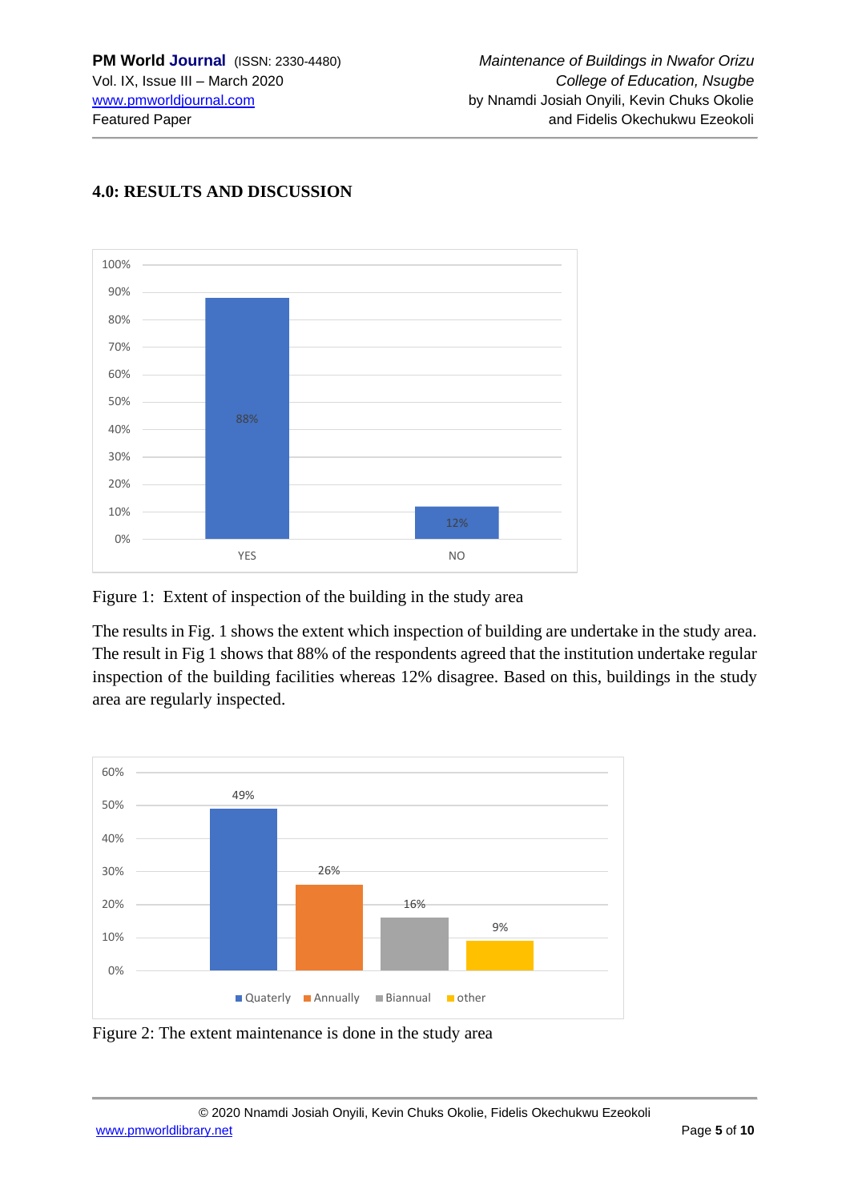## 4.0: RESULTS AND DISCUSSION

Figure 1: Extent of inspection of the building in the study area

The results in Fig. 1 shows the extent which inspection of building are undertake in the study area. The result in Fig 1 shows that 88% of the respondents agreed that the institution undertake regular inspection of the building facilities whereas 12% disagree. Based on this, buildings in the study area are regularly inspected.

Figure 2: The extent maintenance is done in the study area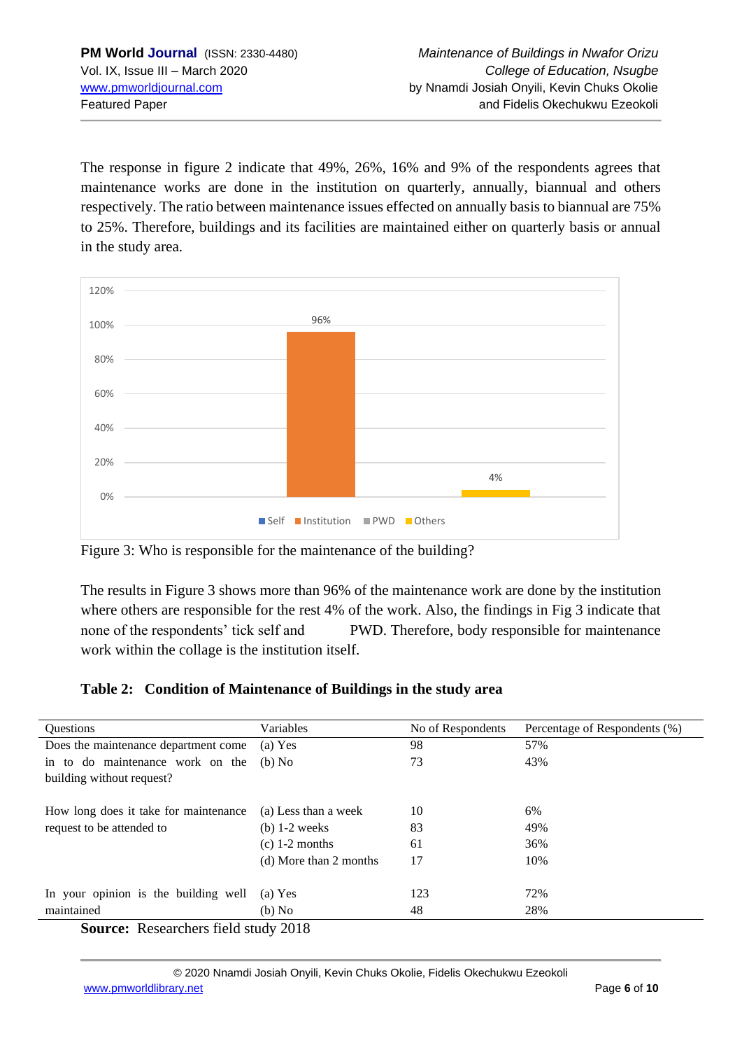The response in figure 2 indicate that 49%, 26%, 16% and 9% of the respondents agrees that maintenance works are done in the institution on quarterly, annually, biannual and others respectively. The ratio between maintenance issues effected on annually basis to biannual are 75% to 25%. Therefore, buildings and its facilities are maintained either on quarterly basis or annual in the study area.

Figure 3: Who is responsible for the maintenance of the building?

The results in Figure 3 shows more than 96% of the maintenance work are done by the institution where others are responsible for the rest 4% of the work. Also, the findings in Fig 3 indicate that none of the respondents' tick self and PWD. Therefore, body responsible for maintenance work within the collage is the institution itself.

**Table 2: Condition of Maintenance of Buildings in the study area**

| Questions | Variables | No of Respondents | Percentage of Respondents (%) |
|---|---|---|---|
| Does the maintenance department come in to do maintenance work on the building without request? | (a) Yes | 98 | 57% |
| | (b) No | 73 | 43% |
| How long does it take for maintenance request to be attended to | (a) Less than a week | 10 | 6% |
| | (b) 1-2 weeks | 83 | 49% |
| | (c) 1-2 months | 61 | 36% |
| | (d) More than 2 months | 17 | 10% |
| In your opinion is the building well maintained | (a) Yes | 123 | 72% |
| | (b) No | 48 | 28% |

**Source:** Researchers field study 2018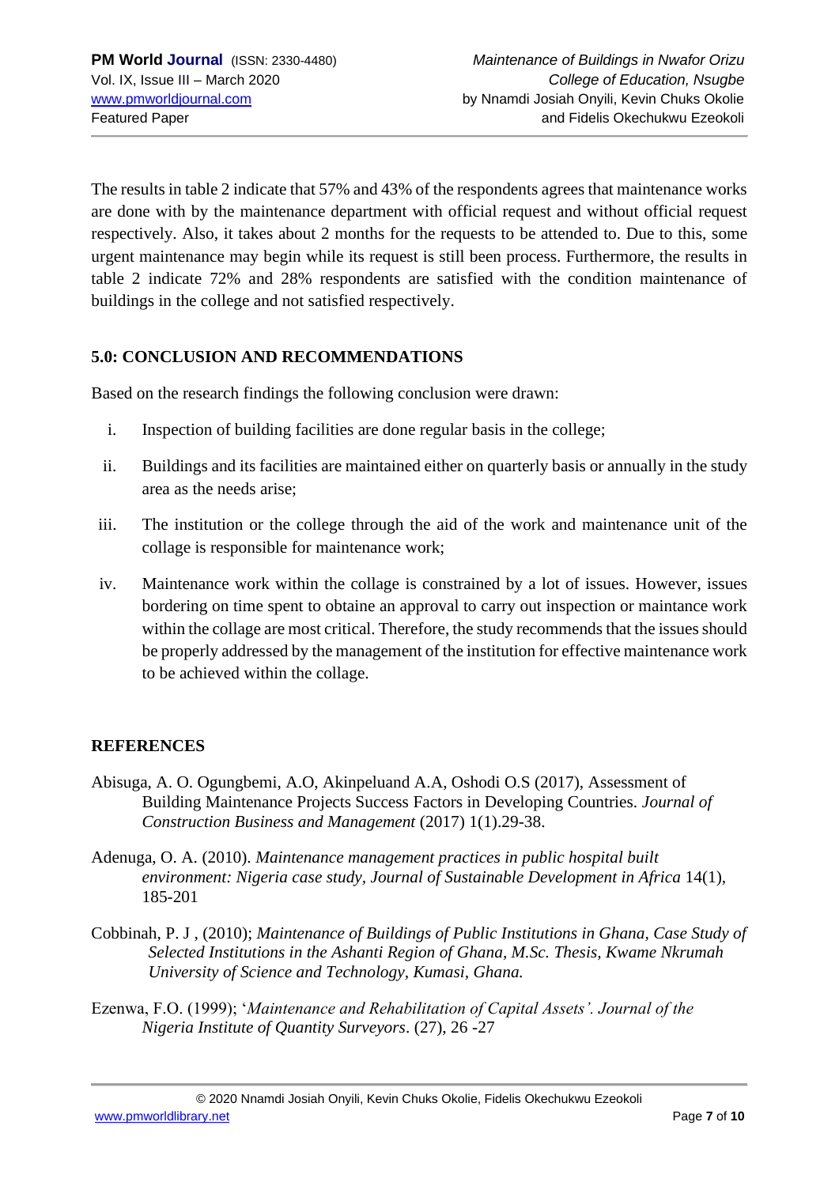The results in table 2 indicate that 57% and 43% of the respondents agrees that maintenance works are done with by the maintenance department with official request and without official request respectively. Also, it takes about 2 months for the requests to be attended to. Due to this, some urgent maintenance may begin while its request is still been process. Furthermore, the results in table 2 indicate 72% and 28% respondents are satisfied with the condition maintenance of buildings in the college and not satisfied respectively.

## 5.0: CONCLUSION AND RECOMMENDATIONS

Based on the research findings the following conclusion were drawn:

i. Inspection of building facilities are done regular basis in the college;

ii. Buildings and its facilities are maintained either on quarterly basis or annually in the study area as the needs arise;

iii. The institution or the college through the aid of the work and maintenance unit of the collage is responsible for maintenance work;

iv. Maintenance work within the collage is constrained by a lot of issues. However, issues bordering on time spent to obtaine an approval to carry out inspection or maintance work within the collage are most critical. Therefore, the study recommends that the issues should be properly addressed by the management of the institution for effective maintenance work to be achieved within the collage.

## REFERENCES

Abisuga, A. O. Ogungbemi, A.O, Akinpeluand A.A, Oshodi O.S (2017), Assessment of Building Maintenance Projects Success Factors in Developing Countries. *Journal of Construction Business and Management* (2017) 1(1).29-38.

Adenuga, O. A. (2010). *Maintenance management practices in public hospital built environment: Nigeria case study, Journal of Sustainable Development in Africa* 14(1), 185-201

Cobbinah, P. J , (2010); *Maintenance of Buildings of Public Institutions in Ghana, Case Study of Selected Institutions in the Ashanti Region of Ghana, M.Sc. Thesis, Kwame Nkrumah University of Science and Technology, Kumasi, Ghana.*

Ezenwa, F.O. (1999); '*Maintenance and Rehabilitation of Capital Assets'. Journal of the Nigeria Institute of Quantity Surveyors*. (27), 26 -27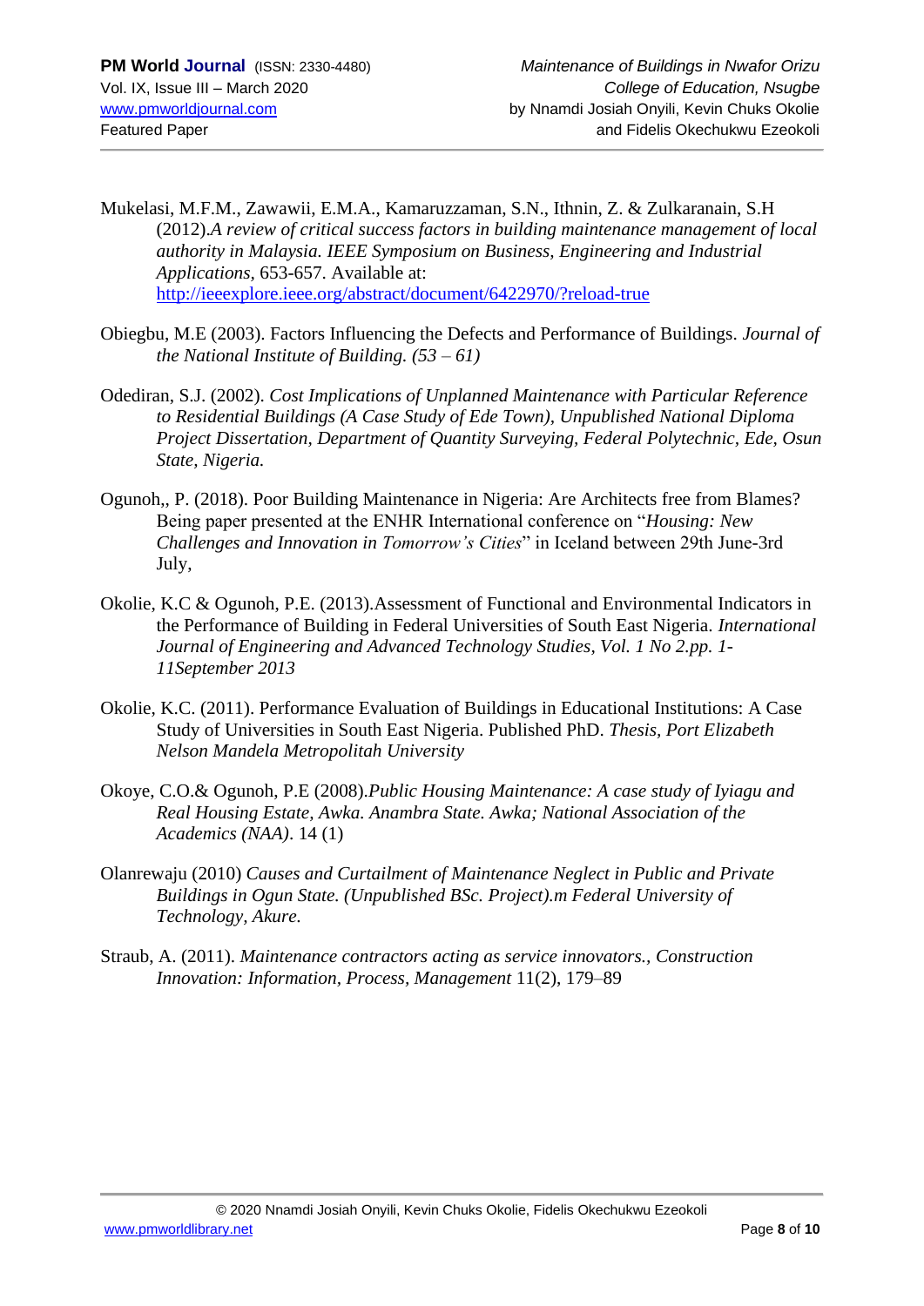Mukelasi, M.F.M., Zawawii, E.M.A., Kamaruzzaman, S.N., Ithnin, Z. & Zulkaranain, S.H (2012).*A review of critical success factors in building maintenance management of local authority in Malaysia. IEEE Symposium on Business, Engineering and Industrial Applications*, 653-657. Available at: http://ieeexplore.ieee.org/abstract/document/6422970/?reload-true

Obiegbu, M.E (2003). Factors Influencing the Defects and Performance of Buildings. *Journal of the National Institute of Building. (53 – 61)*

Odediran, S.J. (2002). *Cost Implications of Unplanned Maintenance with Particular Reference to Residential Buildings (A Case Study of Ede Town), Unpublished National Diploma Project Dissertation, Department of Quantity Surveying, Federal Polytechnic, Ede, Osun State, Nigeria.*

Ogunoh,, P. (2018). Poor Building Maintenance in Nigeria: Are Architects free from Blames? Being paper presented at the ENHR International conference on "*Housing: New Challenges and Innovation in Tomorrow's Cities*" in Iceland between 29th June-3rd July,

Okolie, K.C & Ogunoh, P.E. (2013).Assessment of Functional and Environmental Indicators in the Performance of Building in Federal Universities of South East Nigeria. *International Journal of Engineering and Advanced Technology Studies, Vol. 1 No 2.pp. 1-11September 2013*

Okolie, K.C. (2011). Performance Evaluation of Buildings in Educational Institutions: A Case Study of Universities in South East Nigeria. Published PhD. *Thesis, Port Elizabeth Nelson Mandela Metropolitah University*

Okoye, C.O.& Ogunoh, P.E (2008).*Public Housing Maintenance: A case study of Iyiagu and Real Housing Estate, Awka. Anambra State. Awka; National Association of the Academics (NAA)*. 14 (1)

Olanrewaju (2010) *Causes and Curtailment of Maintenance Neglect in Public and Private Buildings in Ogun State. (Unpublished BSc. Project).m Federal University of Technology, Akure.*

Straub, A. (2011). *Maintenance contractors acting as service innovators., Construction Innovation: Information, Process, Management* 11(2), 179–89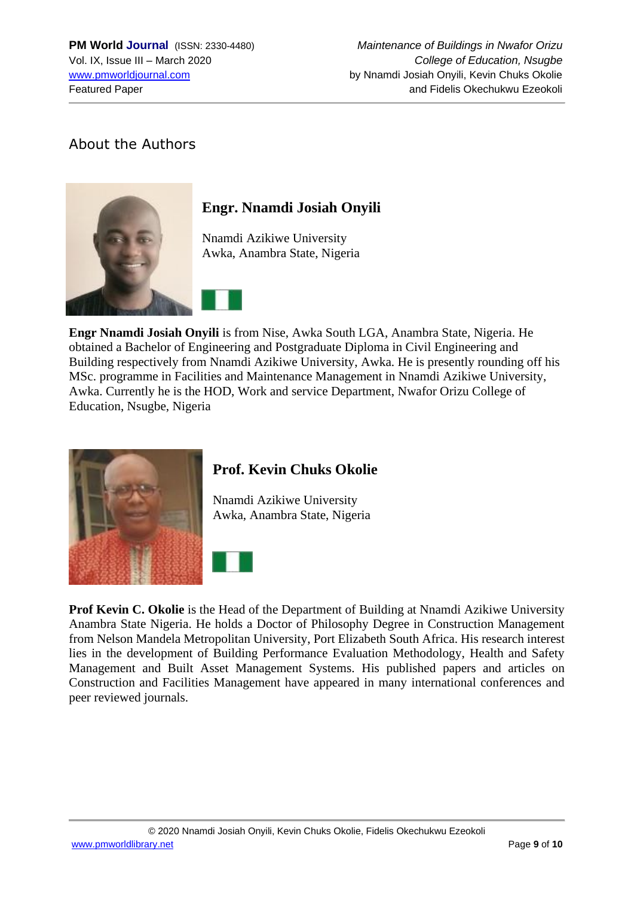## About the Authors

### Engr. Nnamdi Josiah Onyili

Nnamdi Azikiwe University
Awka, Anambra State, Nigeria

**Engr Nnamdi Josiah Onyili** is from Nise, Awka South LGA, Anambra State, Nigeria. He obtained a Bachelor of Engineering and Postgraduate Diploma in Civil Engineering and Building respectively from Nnamdi Azikiwe University, Awka. He is presently rounding off his MSc. programme in Facilities and Maintenance Management in Nnamdi Azikiwe University, Awka. Currently he is the HOD, Work and service Department, Nwafor Orizu College of Education, Nsugbe, Nigeria

### Prof. Kevin Chuks Okolie

Nnamdi Azikiwe University
Awka, Anambra State, Nigeria

**Prof Kevin C. Okolie** is the Head of the Department of Building at Nnamdi Azikiwe University Anambra State Nigeria. He holds a Doctor of Philosophy Degree in Construction Management from Nelson Mandela Metropolitan University, Port Elizabeth South Africa. His research interest lies in the development of Building Performance Evaluation Methodology, Health and Safety Management and Built Asset Management Systems. His published papers and articles on Construction and Facilities Management have appeared in many international conferences and peer reviewed journals.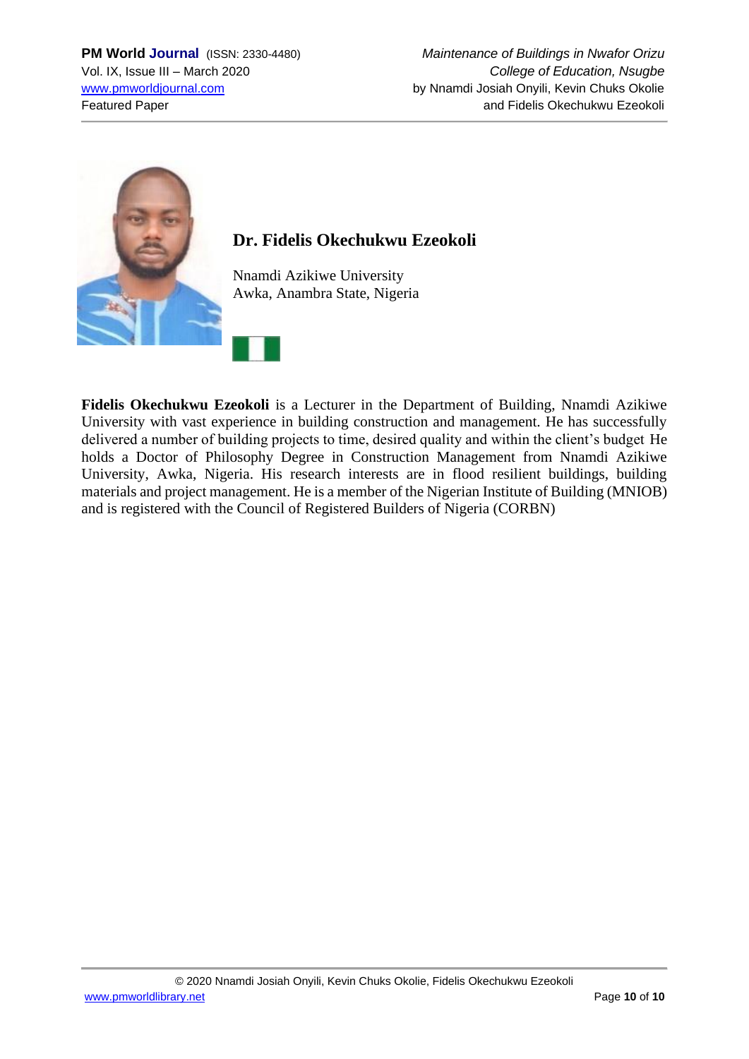## Dr. Fidelis Okechukwu Ezeokoli

Nnamdi Azikiwe University
Awka, Anambra State, Nigeria

**Fidelis Okechukwu Ezeokoli** is a Lecturer in the Department of Building, Nnamdi Azikiwe University with vast experience in building construction and management. He has successfully delivered a number of building projects to time, desired quality and within the client's budget He holds a Doctor of Philosophy Degree in Construction Management from Nnamdi Azikiwe University, Awka, Nigeria. His research interests are in flood resilient buildings, building materials and project management. He is a member of the Nigerian Institute of Building (MNIOB) and is registered with the Council of Registered Builders of Nigeria (CORBN)